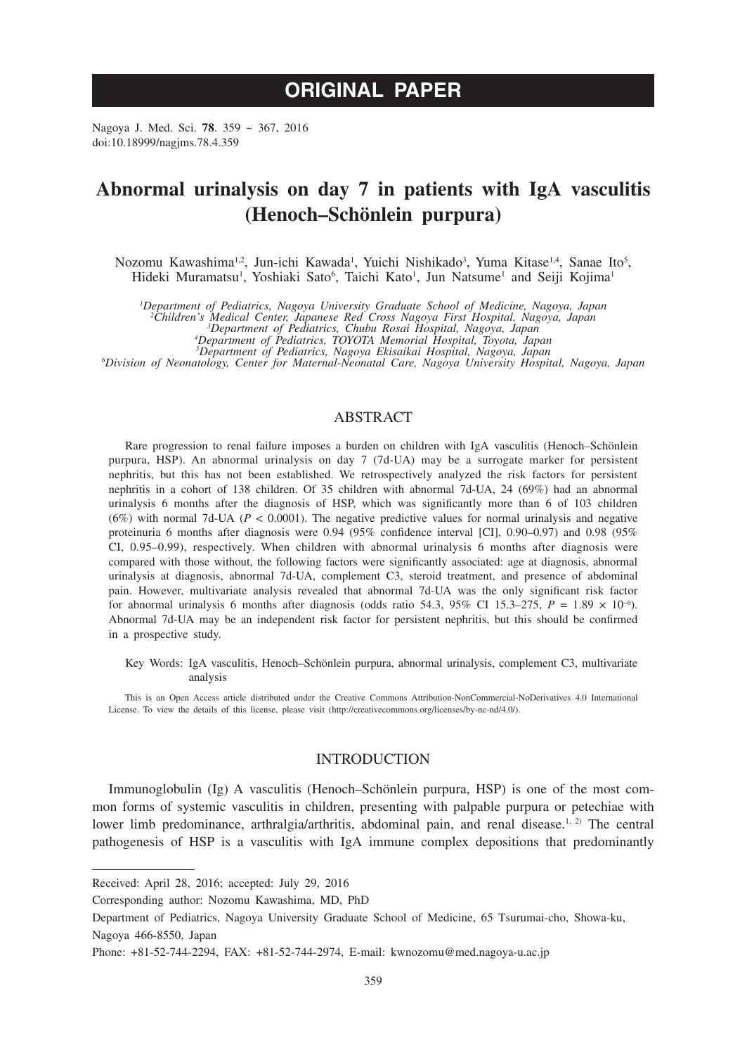# ORIGINAL PAPER

Nagoya J. Med. Sci. **78**. 359 ~ 367, 2016
doi:10.18999/nagjms.78.4.359

# Abnormal urinalysis on day 7 in patients with IgA vasculitis (Henoch–Schönlein purpura)

Nozomu Kawashima[1,2], Jun-ichi Kawada[1], Yuichi Nishikado[3], Yuma Kitase[1,4], Sanae Ito[5], Hideki Muramatsu[1], Yoshiaki Sato[6], Taichi Kato[1], Jun Natsume[1] and Seiji Kojima[1]

[1]*Department of Pediatrics, Nagoya University Graduate School of Medicine, Nagoya, Japan*
[2]*Children's Medical Center, Japanese Red Cross Nagoya First Hospital, Nagoya, Japan*
[3]*Department of Pediatrics, Chubu Rosai Hospital, Nagoya, Japan*
[4]*Department of Pediatrics, TOYOTA Memorial Hospital, Toyota, Japan*
[5]*Department of Pediatrics, Nagoya Ekisaikai Hospital, Nagoya, Japan*
[6]*Division of Neonatology, Center for Maternal-Neonatal Care, Nagoya University Hospital, Nagoya, Japan*

## ABSTRACT

Rare progression to renal failure imposes a burden on children with IgA vasculitis (Henoch–Schönlein purpura, HSP). An abnormal urinalysis on day 7 (7d-UA) may be a surrogate marker for persistent nephritis, but this has not been established. We retrospectively analyzed the risk factors for persistent nephritis in a cohort of 138 children. Of 35 children with abnormal 7d-UA, 24 (69%) had an abnormal urinalysis 6 months after the diagnosis of HSP, which was significantly more than 6 of 103 children (6%) with normal 7d-UA ($P < 0.0001$). The negative predictive values for normal urinalysis and negative proteinuria 6 months after diagnosis were 0.94 (95% confidence interval [CI], 0.90–0.97) and 0.98 (95% CI, 0.95–0.99), respectively. When children with abnormal urinalysis 6 months after diagnosis were compared with those without, the following factors were significantly associated: age at diagnosis, abnormal urinalysis at diagnosis, abnormal 7d-UA, complement C3, steroid treatment, and presence of abdominal pain. However, multivariate analysis revealed that abnormal 7d-UA was the only significant risk factor for abnormal urinalysis 6 months after diagnosis (odds ratio 54.3, 95% CI 15.3–275, $P = 1.89 \times 10^{-6}$). Abnormal 7d-UA may be an independent risk factor for persistent nephritis, but this should be confirmed in a prospective study.

Key Words: IgA vasculitis, Henoch–Schönlein purpura, abnormal urinalysis, complement C3, multivariate analysis

This is an Open Access article distributed under the Creative Commons Attribution-NonCommercial-NoDerivatives 4.0 International License. To view the details of this license, please visit (http://creativecommons.org/licenses/by-nc-nd/4.0/).

## INTRODUCTION

Immunoglobulin (Ig) A vasculitis (Henoch–Schönlein purpura, HSP) is one of the most common forms of systemic vasculitis in children, presenting with palpable purpura or petechiae with lower limb predominance, arthralgia/arthritis, abdominal pain, and renal disease.[1, 2] The central pathogenesis of HSP is a vasculitis with IgA immune complex depositions that predominantly

---

Received: April 28, 2016; accepted: July 29, 2016

Corresponding author: Nozomu Kawashima, MD, PhD

Department of Pediatrics, Nagoya University Graduate School of Medicine, 65 Tsurumai-cho, Showa-ku, Nagoya 466-8550, Japan

Phone: +81-52-744-2294, FAX: +81-52-744-2974, E-mail: kwnozomu@med.nagoya-u.ac.jp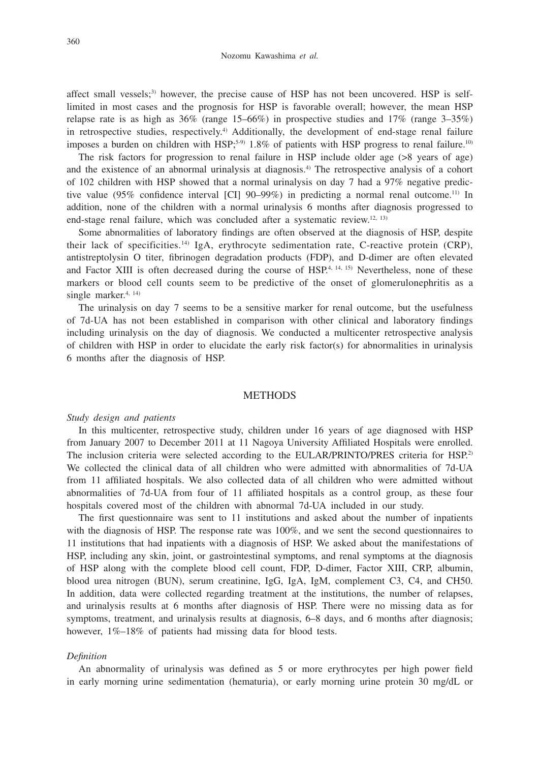affect small vessels;[3] however, the precise cause of HSP has not been uncovered. HSP is self-limited in most cases and the prognosis for HSP is favorable overall; however, the mean HSP relapse rate is as high as 36% (range 15–66%) in prospective studies and 17% (range 3–35%) in retrospective studies, respectively.[4] Additionally, the development of end-stage renal failure imposes a burden on children with HSP;[5-9] 1.8% of patients with HSP progress to renal failure.[10]

The risk factors for progression to renal failure in HSP include older age (>8 years of age) and the existence of an abnormal urinalysis at diagnosis.[4] The retrospective analysis of a cohort of 102 children with HSP showed that a normal urinalysis on day 7 had a 97% negative predictive value (95% confidence interval [CI] 90–99%) in predicting a normal renal outcome.[11] In addition, none of the children with a normal urinalysis 6 months after diagnosis progressed to end-stage renal failure, which was concluded after a systematic review.[12, 13]

Some abnormalities of laboratory findings are often observed at the diagnosis of HSP, despite their lack of specificities.[14] IgA, erythrocyte sedimentation rate, C-reactive protein (CRP), antistreptolysin O titer, fibrinogen degradation products (FDP), and D-dimer are often elevated and Factor XIII is often decreased during the course of HSP.[4, 14, 15] Nevertheless, none of these markers or blood cell counts seem to be predictive of the onset of glomerulonephritis as a single marker.[4, 14]

The urinalysis on day 7 seems to be a sensitive marker for renal outcome, but the usefulness of 7d-UA has not been established in comparison with other clinical and laboratory findings including urinalysis on the day of diagnosis. We conducted a multicenter retrospective analysis of children with HSP in order to elucidate the early risk factor(s) for abnormalities in urinalysis 6 months after the diagnosis of HSP.

## METHODS

### *Study design and patients*

In this multicenter, retrospective study, children under 16 years of age diagnosed with HSP from January 2007 to December 2011 at 11 Nagoya University Affiliated Hospitals were enrolled. The inclusion criteria were selected according to the EULAR/PRINTO/PRES criteria for HSP.[2] We collected the clinical data of all children who were admitted with abnormalities of 7d-UA from 11 affiliated hospitals. We also collected data of all children who were admitted without abnormalities of 7d-UA from four of 11 affiliated hospitals as a control group, as these four hospitals covered most of the children with abnormal 7d-UA included in our study.

The first questionnaire was sent to 11 institutions and asked about the number of inpatients with the diagnosis of HSP. The response rate was 100%, and we sent the second questionnaires to 11 institutions that had inpatients with a diagnosis of HSP. We asked about the manifestations of HSP, including any skin, joint, or gastrointestinal symptoms, and renal symptoms at the diagnosis of HSP along with the complete blood cell count, FDP, D-dimer, Factor XIII, CRP, albumin, blood urea nitrogen (BUN), serum creatinine, IgG, IgA, IgM, complement C3, C4, and CH50. In addition, data were collected regarding treatment at the institutions, the number of relapses, and urinalysis results at 6 months after diagnosis of HSP. There were no missing data as for symptoms, treatment, and urinalysis results at diagnosis, 6–8 days, and 6 months after diagnosis; however, 1%–18% of patients had missing data for blood tests.

### *Definition*

An abnormality of urinalysis was defined as 5 or more erythrocytes per high power field in early morning urine sedimentation (hematuria), or early morning urine protein 30 mg/dL or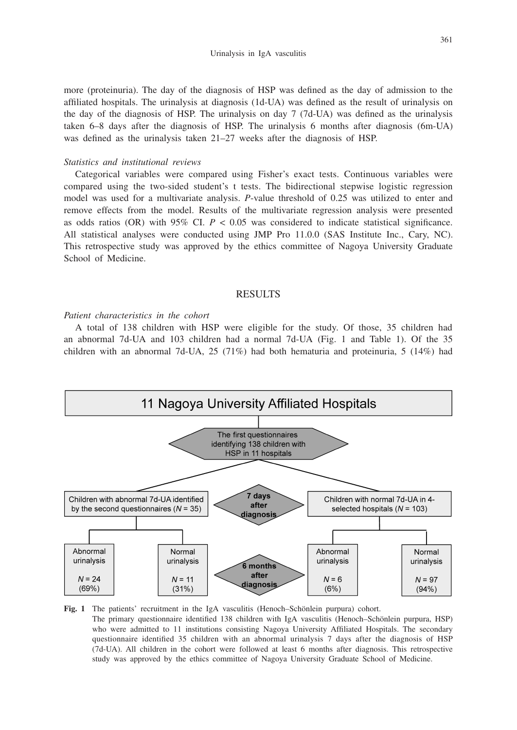more (proteinuria). The day of the diagnosis of HSP was defined as the day of admission to the affiliated hospitals. The urinalysis at diagnosis (1d-UA) was defined as the result of urinalysis on the day of the diagnosis of HSP. The urinalysis on day 7 (7d-UA) was defined as the urinalysis taken 6–8 days after the diagnosis of HSP. The urinalysis 6 months after diagnosis (6m-UA) was defined as the urinalysis taken 21–27 weeks after the diagnosis of HSP.

*Statistics and institutional reviews*

Categorical variables were compared using Fisher's exact tests. Continuous variables were compared using the two-sided student's t tests. The bidirectional stepwise logistic regression model was used for a multivariate analysis. *P*-value threshold of 0.25 was utilized to enter and remove effects from the model. Results of the multivariate regression analysis were presented as odds ratios (OR) with 95% CI. $P < 0.05$ was considered to indicate statistical significance. All statistical analyses were conducted using JMP Pro 11.0.0 (SAS Institute Inc., Cary, NC). This retrospective study was approved by the ethics committee of Nagoya University Graduate School of Medicine.

## RESULTS

*Patient characteristics in the cohort*

A total of 138 children with HSP were eligible for the study. Of those, 35 children had an abnormal 7d-UA and 103 children had a normal 7d-UA (Fig. 1 and Table 1). Of the 35 children with an abnormal 7d-UA, 25 (71%) had both hematuria and proteinuria, 5 (14%) had

11 Nagoya University Affiliated Hospitals

The first questionnaires identifying 138 children with HSP in 11 hospitals

7 days after diagnosis

Children with abnormal 7d-UA identified by the second questionnaires ($N$ = 35)

Children with normal 7d-UA in 4-selected hospitals ($N$ = 103)

6 months after diagnosis

Abnormal urinalysis $N$ = 24 (69%)

Normal urinalysis $N$ = 11 (31%)

Abnormal urinalysis $N$ = 6 (6%)

Normal urinalysis $N$ = 97 (94%)

**Fig. 1** The patients' recruitment in the IgA vasculitis (Henoch–Schönlein purpura) cohort.
The primary questionnaire identified 138 children with IgA vasculitis (Henoch–Schönlein purpura, HSP) who were admitted to 11 institutions consisting Nagoya University Affiliated Hospitals. The secondary questionnaire identified 35 children with an abnormal urinalysis 7 days after the diagnosis of HSP (7d-UA). All children in the cohort were followed at least 6 months after diagnosis. This retrospective study was approved by the ethics committee of Nagoya University Graduate School of Medicine.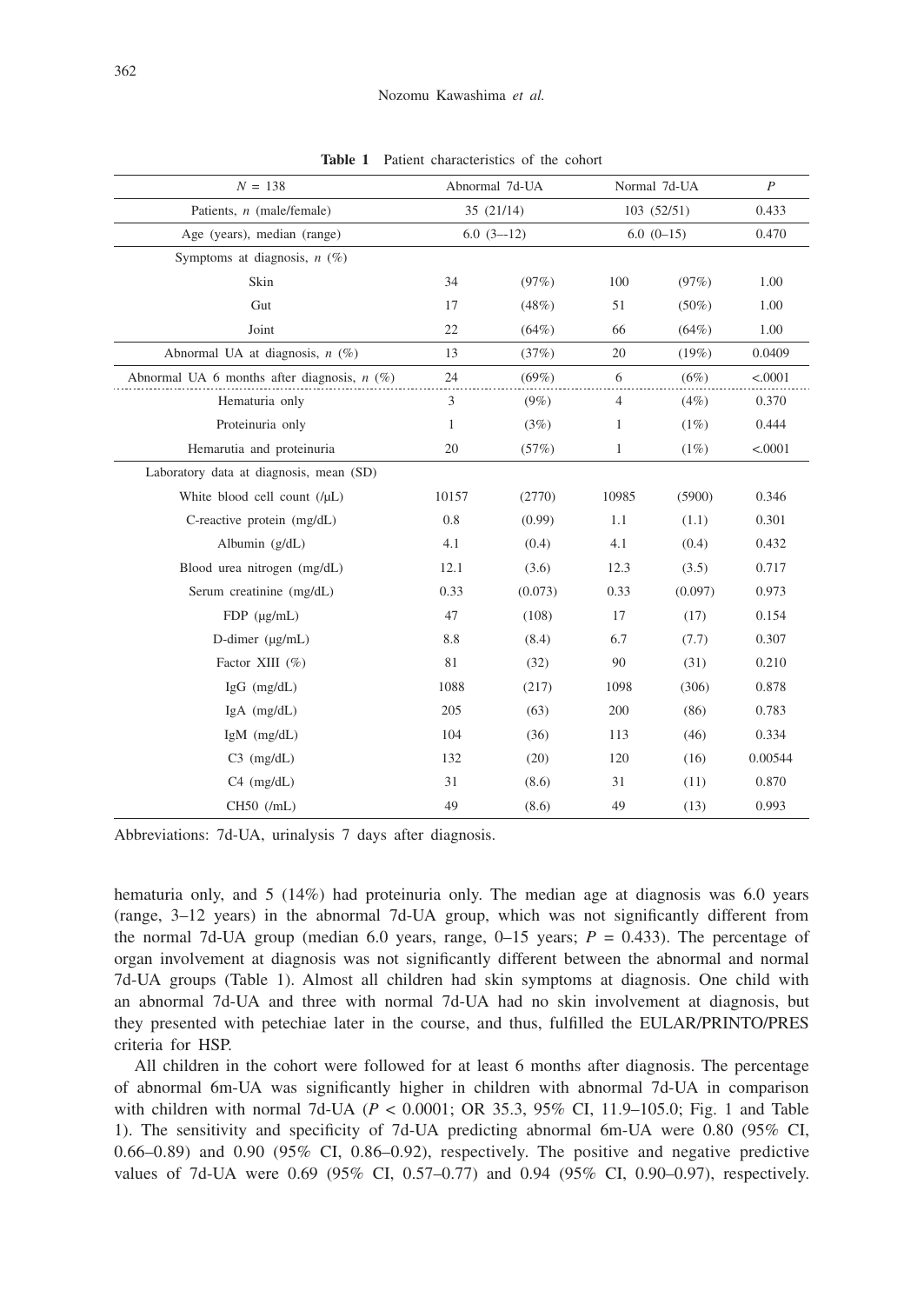**Table 1** Patient characteristics of the cohort

| $N$ = 138 | Abnormal 7d-UA | | Normal 7d-UA | | $P$ |
|---|---|---|---|---|---|
| Patients, $n$ (male/female) | 35 (21/14) | | 103 (52/51) | | 0.433 |
| Age (years), median (range) | 6.0 (3-–12) | | 6.0 (0–15) | | 0.470 |
| Symptoms at diagnosis, $n$ (%) | | | | | |
| Skin | 34 | (97%) | 100 | (97%) | 1.00 |
| Gut | 17 | (48%) | 51 | (50%) | 1.00 |
| Joint | 22 | (64%) | 66 | (64%) | 1.00 |
| Abnormal UA at diagnosis, $n$ (%) | 13 | (37%) | 20 | (19%) | 0.0409 |
| Abnormal UA 6 months after diagnosis, $n$ (%) | 24 | (69%) | 6 | (6%) | <.0001 |
| Hematuria only | 3 | (9%) | 4 | (4%) | 0.370 |
| Proteinuria only | 1 | (3%) | 1 | (1%) | 0.444 |
| Hemarutia and proteinuria | 20 | (57%) | 1 | (1%) | <.0001 |
| Laboratory data at diagnosis, mean (SD) | | | | | |
| White blood cell count (/μL) | 10157 | (2770) | 10985 | (5900) | 0.346 |
| C-reactive protein (mg/dL) | 0.8 | (0.99) | 1.1 | (1.1) | 0.301 |
| Albumin (g/dL) | 4.1 | (0.4) | 4.1 | (0.4) | 0.432 |
| Blood urea nitrogen (mg/dL) | 12.1 | (3.6) | 12.3 | (3.5) | 0.717 |
| Serum creatinine (mg/dL) | 0.33 | (0.073) | 0.33 | (0.097) | 0.973 |
| FDP (μg/mL) | 47 | (108) | 17 | (17) | 0.154 |
| D-dimer (μg/mL) | 8.8 | (8.4) | 6.7 | (7.7) | 0.307 |
| Factor XIII (%) | 81 | (32) | 90 | (31) | 0.210 |
| IgG (mg/dL) | 1088 | (217) | 1098 | (306) | 0.878 |
| IgA (mg/dL) | 205 | (63) | 200 | (86) | 0.783 |
| IgM (mg/dL) | 104 | (36) | 113 | (46) | 0.334 |
| C3 (mg/dL) | 132 | (20) | 120 | (16) | 0.00544 |
| C4 (mg/dL) | 31 | (8.6) | 31 | (11) | 0.870 |
| CH50 (/mL) | 49 | (8.6) | 49 | (13) | 0.993 |

Abbreviations: 7d-UA, urinalysis 7 days after diagnosis.

hematuria only, and 5 (14%) had proteinuria only. The median age at diagnosis was 6.0 years (range, 3–12 years) in the abnormal 7d-UA group, which was not significantly different from the normal 7d-UA group (median 6.0 years, range, 0–15 years; $P$ = 0.433). The percentage of organ involvement at diagnosis was not significantly different between the abnormal and normal 7d-UA groups (Table 1). Almost all children had skin symptoms at diagnosis. One child with an abnormal 7d-UA and three with normal 7d-UA had no skin involvement at diagnosis, but they presented with petechiae later in the course, and thus, fulfilled the EULAR/PRINTO/PRES criteria for HSP.

All children in the cohort were followed for at least 6 months after diagnosis. The percentage of abnormal 6m-UA was significantly higher in children with abnormal 7d-UA in comparison with children with normal 7d-UA ($P$ < 0.0001; OR 35.3, 95% CI, 11.9–105.0; Fig. 1 and Table 1). The sensitivity and specificity of 7d-UA predicting abnormal 6m-UA were 0.80 (95% CI, 0.66–0.89) and 0.90 (95% CI, 0.86–0.92), respectively. The positive and negative predictive values of 7d-UA were 0.69 (95% CI, 0.57–0.77) and 0.94 (95% CI, 0.90–0.97), respectively.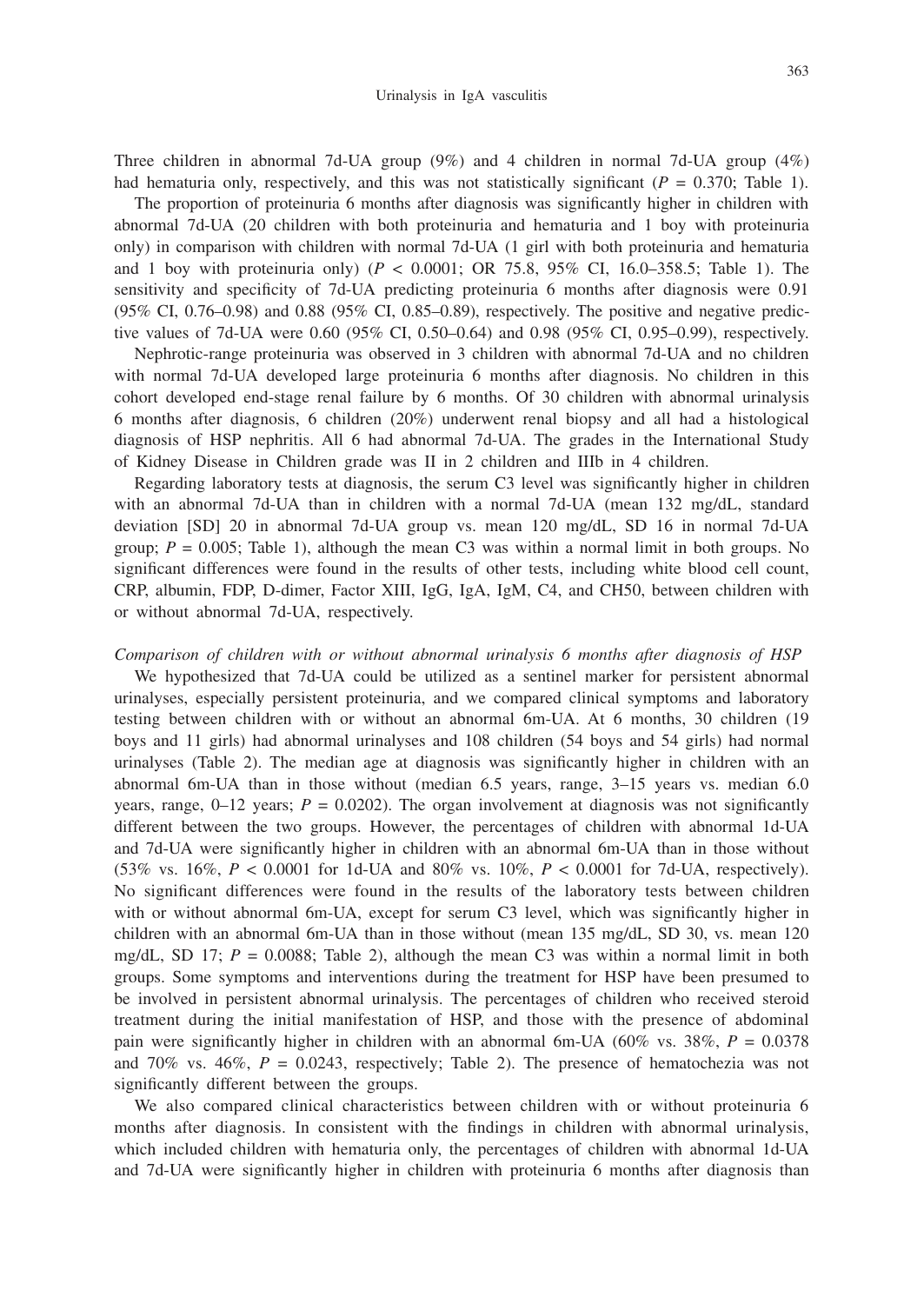Three children in abnormal 7d-UA group (9%) and 4 children in normal 7d-UA group (4%) had hematuria only, respectively, and this was not statistically significant ($P$ = 0.370; Table 1).

The proportion of proteinuria 6 months after diagnosis was significantly higher in children with abnormal 7d-UA (20 children with both proteinuria and hematuria and 1 boy with proteinuria only) in comparison with children with normal 7d-UA (1 girl with both proteinuria and hematuria and 1 boy with proteinuria only) ($P$ < 0.0001; OR 75.8, 95% CI, 16.0–358.5; Table 1). The sensitivity and specificity of 7d-UA predicting proteinuria 6 months after diagnosis were 0.91 (95% CI, 0.76–0.98) and 0.88 (95% CI, 0.85–0.89), respectively. The positive and negative predictive values of 7d-UA were 0.60 (95% CI, 0.50–0.64) and 0.98 (95% CI, 0.95–0.99), respectively.

Nephrotic-range proteinuria was observed in 3 children with abnormal 7d-UA and no children with normal 7d-UA developed large proteinuria 6 months after diagnosis. No children in this cohort developed end-stage renal failure by 6 months. Of 30 children with abnormal urinalysis 6 months after diagnosis, 6 children (20%) underwent renal biopsy and all had a histological diagnosis of HSP nephritis. All 6 had abnormal 7d-UA. The grades in the International Study of Kidney Disease in Children grade was II in 2 children and IIIb in 4 children.

Regarding laboratory tests at diagnosis, the serum C3 level was significantly higher in children with an abnormal 7d-UA than in children with a normal 7d-UA (mean 132 mg/dL, standard deviation [SD] 20 in abnormal 7d-UA group vs. mean 120 mg/dL, SD 16 in normal 7d-UA group; $P$ = 0.005; Table 1), although the mean C3 was within a normal limit in both groups. No significant differences were found in the results of other tests, including white blood cell count, CRP, albumin, FDP, D-dimer, Factor XIII, IgG, IgA, IgM, C4, and CH50, between children with or without abnormal 7d-UA, respectively.

*Comparison of children with or without abnormal urinalysis 6 months after diagnosis of HSP*

We hypothesized that 7d-UA could be utilized as a sentinel marker for persistent abnormal urinalyses, especially persistent proteinuria, and we compared clinical symptoms and laboratory testing between children with or without an abnormal 6m-UA. At 6 months, 30 children (19 boys and 11 girls) had abnormal urinalyses and 108 children (54 boys and 54 girls) had normal urinalyses (Table 2). The median age at diagnosis was significantly higher in children with an abnormal 6m-UA than in those without (median 6.5 years, range, 3–15 years vs. median 6.0 years, range, 0–12 years; $P$ = 0.0202). The organ involvement at diagnosis was not significantly different between the two groups. However, the percentages of children with abnormal 1d-UA and 7d-UA were significantly higher in children with an abnormal 6m-UA than in those without (53% vs. 16%, $P$ < 0.0001 for 1d-UA and 80% vs. 10%, $P$ < 0.0001 for 7d-UA, respectively). No significant differences were found in the results of the laboratory tests between children with or without abnormal 6m-UA, except for serum C3 level, which was significantly higher in children with an abnormal 6m-UA than in those without (mean 135 mg/dL, SD 30, vs. mean 120 mg/dL, SD 17; $P$ = 0.0088; Table 2), although the mean C3 was within a normal limit in both groups. Some symptoms and interventions during the treatment for HSP have been presumed to be involved in persistent abnormal urinalysis. The percentages of children who received steroid treatment during the initial manifestation of HSP, and those with the presence of abdominal pain were significantly higher in children with an abnormal 6m-UA (60% vs. 38%, $P$ = 0.0378 and 70% vs. 46%, $P$ = 0.0243, respectively; Table 2). The presence of hematochezia was not significantly different between the groups.

We also compared clinical characteristics between children with or without proteinuria 6 months after diagnosis. In consistent with the findings in children with abnormal urinalysis, which included children with hematuria only, the percentages of children with abnormal 1d-UA and 7d-UA were significantly higher in children with proteinuria 6 months after diagnosis than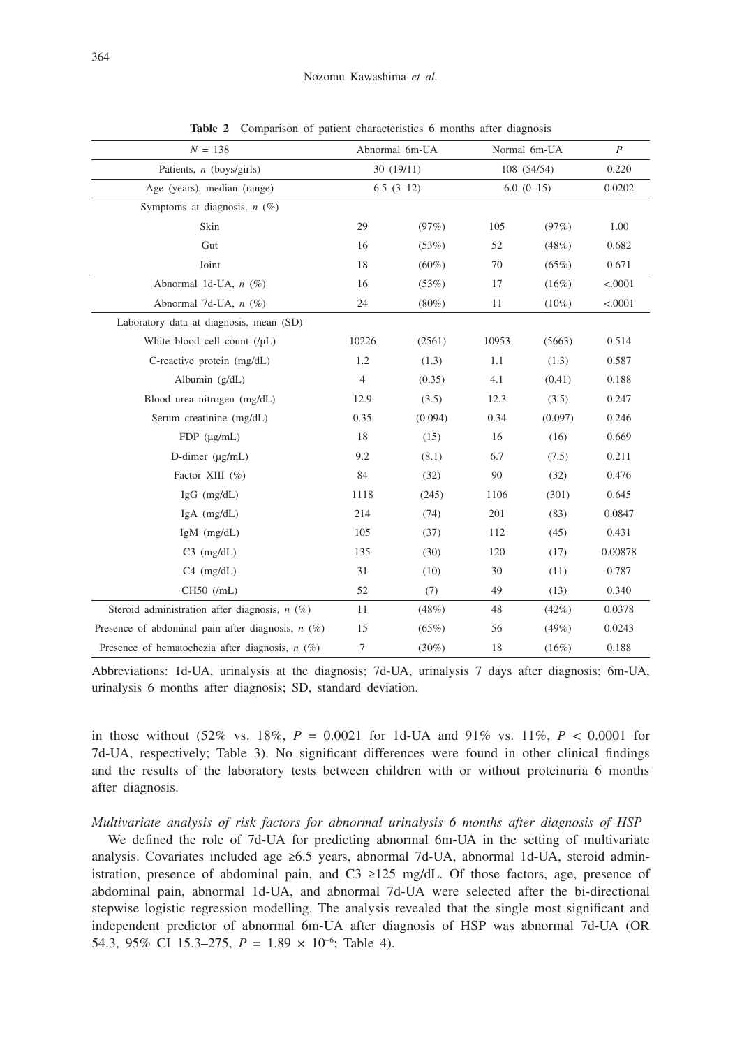**Table 2** Comparison of patient characteristics 6 months after diagnosis

| N = 138 | Abnormal 6m-UA | | Normal 6m-UA | | P |
|---|---|---|---|---|---|
| Patients, n (boys/girls) | 30 (19/11) | | 108 (54/54) | | 0.220 |
| Age (years), median (range) | 6.5 (3–12) | | 6.0 (0–15) | | 0.0202 |
| Symptoms at diagnosis, n (%) | | | | | |
| Skin | 29 | (97%) | 105 | (97%) | 1.00 |
| Gut | 16 | (53%) | 52 | (48%) | 0.682 |
| Joint | 18 | (60%) | 70 | (65%) | 0.671 |
| Abnormal 1d-UA, n (%) | 16 | (53%) | 17 | (16%) | <.0001 |
| Abnormal 7d-UA, n (%) | 24 | (80%) | 11 | (10%) | <.0001 |
| Laboratory data at diagnosis, mean (SD) | | | | | |
| White blood cell count (/μL) | 10226 | (2561) | 10953 | (5663) | 0.514 |
| C-reactive protein (mg/dL) | 1.2 | (1.3) | 1.1 | (1.3) | 0.587 |
| Albumin (g/dL) | 4 | (0.35) | 4.1 | (0.41) | 0.188 |
| Blood urea nitrogen (mg/dL) | 12.9 | (3.5) | 12.3 | (3.5) | 0.247 |
| Serum creatinine (mg/dL) | 0.35 | (0.094) | 0.34 | (0.097) | 0.246 |
| FDP (μg/mL) | 18 | (15) | 16 | (16) | 0.669 |
| D-dimer (μg/mL) | 9.2 | (8.1) | 6.7 | (7.5) | 0.211 |
| Factor XIII (%) | 84 | (32) | 90 | (32) | 0.476 |
| IgG (mg/dL) | 1118 | (245) | 1106 | (301) | 0.645 |
| IgA (mg/dL) | 214 | (74) | 201 | (83) | 0.0847 |
| IgM (mg/dL) | 105 | (37) | 112 | (45) | 0.431 |
| C3 (mg/dL) | 135 | (30) | 120 | (17) | 0.00878 |
| C4 (mg/dL) | 31 | (10) | 30 | (11) | 0.787 |
| CH50 (/mL) | 52 | (7) | 49 | (13) | 0.340 |
| Steroid administration after diagnosis, n (%) | 11 | (48%) | 48 | (42%) | 0.0378 |
| Presence of abdominal pain after diagnosis, n (%) | 15 | (65%) | 56 | (49%) | 0.0243 |
| Presence of hematochezia after diagnosis, n (%) | 7 | (30%) | 18 | (16%) | 0.188 |

Abbreviations: 1d-UA, urinalysis at the diagnosis; 7d-UA, urinalysis 7 days after diagnosis; 6m-UA, urinalysis 6 months after diagnosis; SD, standard deviation.

in those without (52% vs. 18%, $P = 0.0021$ for 1d-UA and 91% vs. 11%, $P < 0.0001$ for 7d-UA, respectively; Table 3). No significant differences were found in other clinical findings and the results of the laboratory tests between children with or without proteinuria 6 months after diagnosis.

*Multivariate analysis of risk factors for abnormal urinalysis 6 months after diagnosis of HSP*

We defined the role of 7d-UA for predicting abnormal 6m-UA in the setting of multivariate analysis. Covariates included age ≥6.5 years, abnormal 7d-UA, abnormal 1d-UA, steroid administration, presence of abdominal pain, and C3 ≥125 mg/dL. Of those factors, age, presence of abdominal pain, abnormal 1d-UA, and abnormal 7d-UA were selected after the bi-directional stepwise logistic regression modelling. The analysis revealed that the single most significant and independent predictor of abnormal 6m-UA after diagnosis of HSP was abnormal 7d-UA (OR 54.3, 95% CI 15.3–275, $P = 1.89 \times 10^{-6}$; Table 4).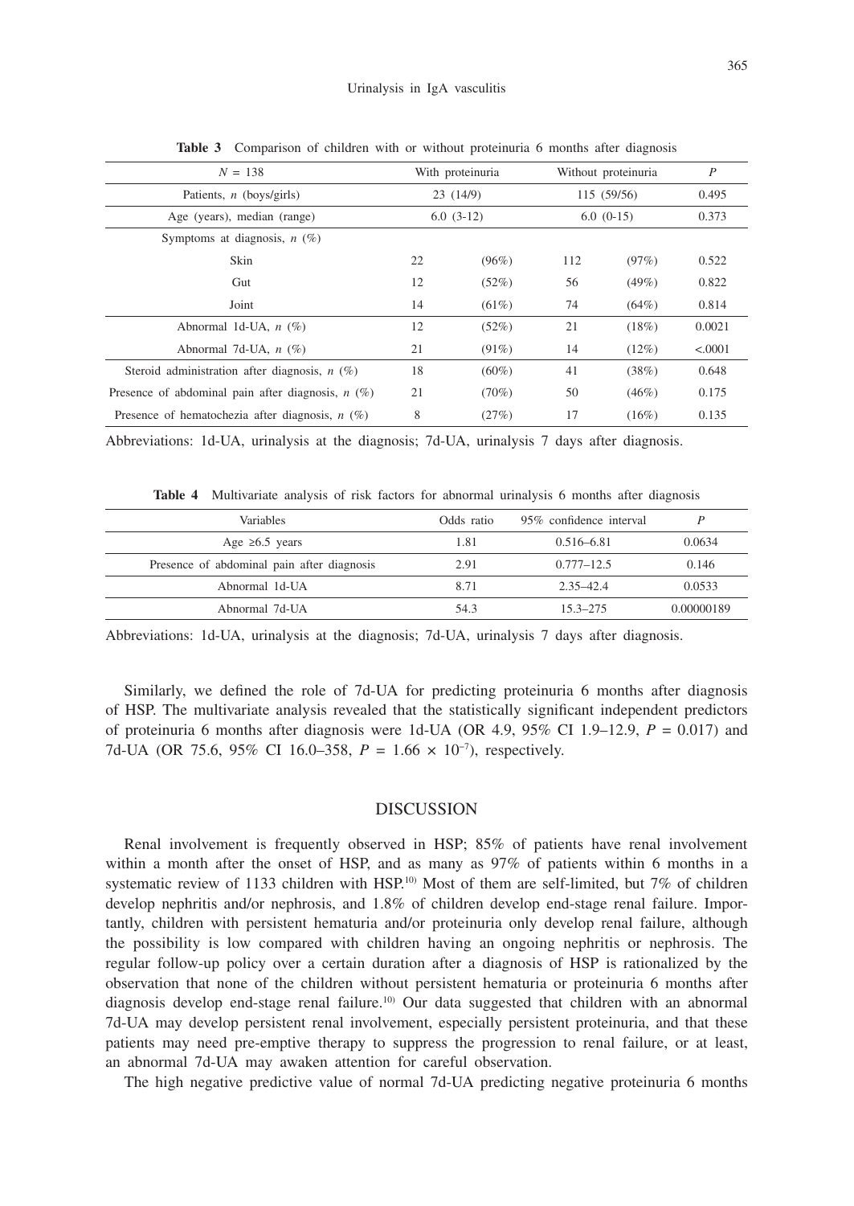**Table 3** Comparison of children with or without proteinuria 6 months after diagnosis

| $N$ = 138 | With proteinuria | | Without proteinuria | | $P$ |
|---|---|---|---|---|---|
| Patients, $n$ (boys/girls) | 23 (14/9) | | 115 (59/56) | | 0.495 |
| Age (years), median (range) | 6.0 (3-12) | | 6.0 (0-15) | | 0.373 |
| Symptoms at diagnosis, $n$ (%) | | | | | |
| Skin | 22 | (96%) | 112 | (97%) | 0.522 |
| Gut | 12 | (52%) | 56 | (49%) | 0.822 |
| Joint | 14 | (61%) | 74 | (64%) | 0.814 |
| Abnormal 1d-UA, $n$ (%) | 12 | (52%) | 21 | (18%) | 0.0021 |
| Abnormal 7d-UA, $n$ (%) | 21 | (91%) | 14 | (12%) | <.0001 |
| Steroid administration after diagnosis, $n$ (%) | 18 | (60%) | 41 | (38%) | 0.648 |
| Presence of abdominal pain after diagnosis, $n$ (%) | 21 | (70%) | 50 | (46%) | 0.175 |
| Presence of hematochezia after diagnosis, $n$ (%) | 8 | (27%) | 17 | (16%) | 0.135 |

Abbreviations: 1d-UA, urinalysis at the diagnosis; 7d-UA, urinalysis 7 days after diagnosis.

**Table 4** Multivariate analysis of risk factors for abnormal urinalysis 6 months after diagnosis

| Variables | Odds ratio | 95% confidence interval | $P$ |
|---|---|---|---|
| Age ≥6.5 years | 1.81 | 0.516–6.81 | 0.0634 |
| Presence of abdominal pain after diagnosis | 2.91 | 0.777–12.5 | 0.146 |
| Abnormal 1d-UA | 8.71 | 2.35–42.4 | 0.0533 |
| Abnormal 7d-UA | 54.3 | 15.3–275 | 0.00000189 |

Abbreviations: 1d-UA, urinalysis at the diagnosis; 7d-UA, urinalysis 7 days after diagnosis.

Similarly, we defined the role of 7d-UA for predicting proteinuria 6 months after diagnosis of HSP. The multivariate analysis revealed that the statistically significant independent predictors of proteinuria 6 months after diagnosis were 1d-UA (OR 4.9, 95% CI 1.9–12.9, $P = 0.017$) and 7d-UA (OR 75.6, 95% CI 16.0–358, $P = 1.66 \times 10^{-7}$), respectively.

## DISCUSSION

Renal involvement is frequently observed in HSP; 85% of patients have renal involvement within a month after the onset of HSP, and as many as 97% of patients within 6 months in a systematic review of 1133 children with HSP.[10] Most of them are self-limited, but 7% of children develop nephritis and/or nephrosis, and 1.8% of children develop end-stage renal failure. Importantly, children with persistent hematuria and/or proteinuria only develop renal failure, although the possibility is low compared with children having an ongoing nephritis or nephrosis. The regular follow-up policy over a certain duration after a diagnosis of HSP is rationalized by the observation that none of the children without persistent hematuria or proteinuria 6 months after diagnosis develop end-stage renal failure.[10] Our data suggested that children with an abnormal 7d-UA may develop persistent renal involvement, especially persistent proteinuria, and that these patients may need pre-emptive therapy to suppress the progression to renal failure, or at least, an abnormal 7d-UA may awaken attention for careful observation.

The high negative predictive value of normal 7d-UA predicting negative proteinuria 6 months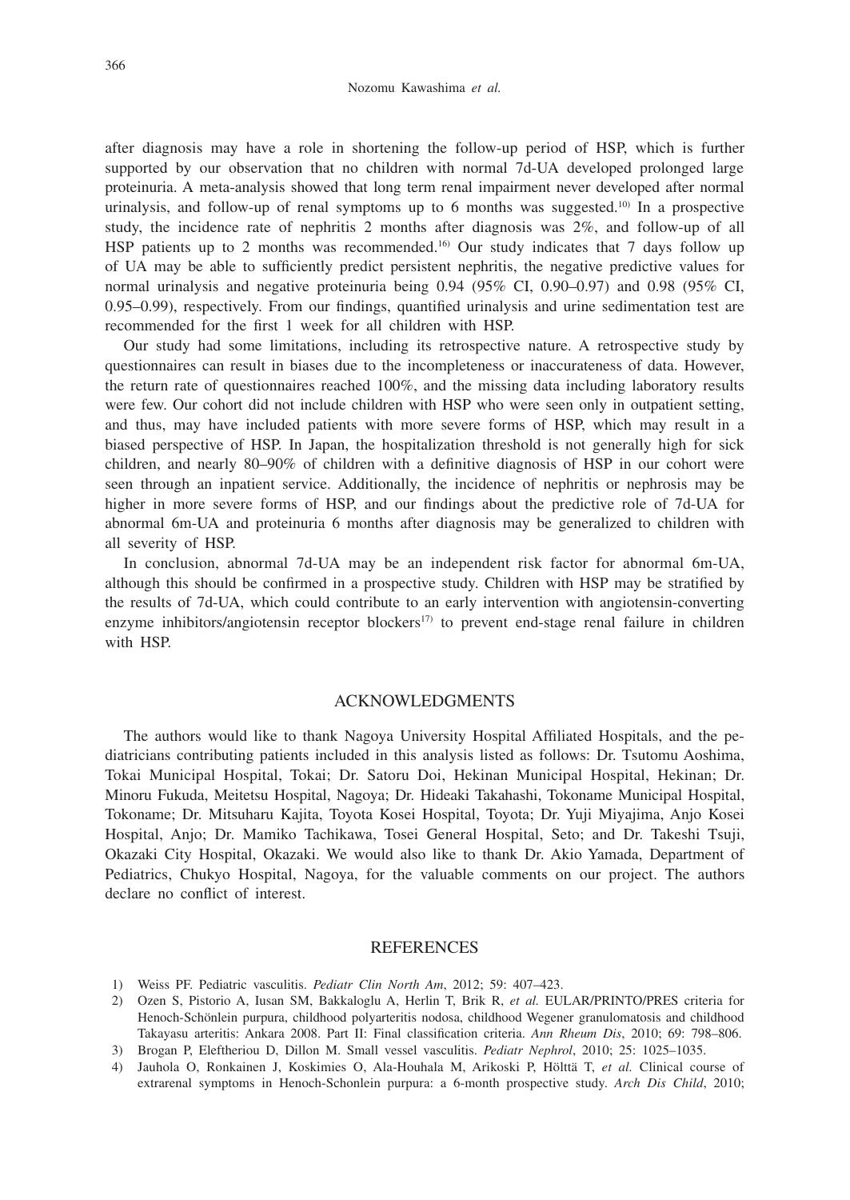after diagnosis may have a role in shortening the follow-up period of HSP, which is further supported by our observation that no children with normal 7d-UA developed prolonged large proteinuria. A meta-analysis showed that long term renal impairment never developed after normal urinalysis, and follow-up of renal symptoms up to 6 months was suggested.[10] In a prospective study, the incidence rate of nephritis 2 months after diagnosis was 2%, and follow-up of all HSP patients up to 2 months was recommended.[16] Our study indicates that 7 days follow up of UA may be able to sufficiently predict persistent nephritis, the negative predictive values for normal urinalysis and negative proteinuria being 0.94 (95% CI, 0.90–0.97) and 0.98 (95% CI, 0.95–0.99), respectively. From our findings, quantified urinalysis and urine sedimentation test are recommended for the first 1 week for all children with HSP.

Our study had some limitations, including its retrospective nature. A retrospective study by questionnaires can result in biases due to the incompleteness or inaccurateness of data. However, the return rate of questionnaires reached 100%, and the missing data including laboratory results were few. Our cohort did not include children with HSP who were seen only in outpatient setting, and thus, may have included patients with more severe forms of HSP, which may result in a biased perspective of HSP. In Japan, the hospitalization threshold is not generally high for sick children, and nearly 80–90% of children with a definitive diagnosis of HSP in our cohort were seen through an inpatient service. Additionally, the incidence of nephritis or nephrosis may be higher in more severe forms of HSP, and our findings about the predictive role of 7d-UA for abnormal 6m-UA and proteinuria 6 months after diagnosis may be generalized to children with all severity of HSP.

In conclusion, abnormal 7d-UA may be an independent risk factor for abnormal 6m-UA, although this should be confirmed in a prospective study. Children with HSP may be stratified by the results of 7d-UA, which could contribute to an early intervention with angiotensin-converting enzyme inhibitors/angiotensin receptor blockers[17] to prevent end-stage renal failure in children with HSP.

## ACKNOWLEDGMENTS

The authors would like to thank Nagoya University Hospital Affiliated Hospitals, and the pediatricians contributing patients included in this analysis listed as follows: Dr. Tsutomu Aoshima, Tokai Municipal Hospital, Tokai; Dr. Satoru Doi, Hekinan Municipal Hospital, Hekinan; Dr. Minoru Fukuda, Meitetsu Hospital, Nagoya; Dr. Hideaki Takahashi, Tokoname Municipal Hospital, Tokoname; Dr. Mitsuharu Kajita, Toyota Kosei Hospital, Toyota; Dr. Yuji Miyajima, Anjo Kosei Hospital, Anjo; Dr. Mamiko Tachikawa, Tosei General Hospital, Seto; and Dr. Takeshi Tsuji, Okazaki City Hospital, Okazaki. We would also like to thank Dr. Akio Yamada, Department of Pediatrics, Chukyo Hospital, Nagoya, for the valuable comments on our project. The authors declare no conflict of interest.

## REFERENCES

1) Weiss PF. Pediatric vasculitis. *Pediatr Clin North Am*, 2012; 59: 407–423.
2) Ozen S, Pistorio A, Iusan SM, Bakkaloglu A, Herlin T, Brik R, *et al.* EULAR/PRINTO/PRES criteria for Henoch-Schönlein purpura, childhood polyarteritis nodosa, childhood Wegener granulomatosis and childhood Takayasu arteritis: Ankara 2008. Part II: Final classification criteria. *Ann Rheum Dis*, 2010; 69: 798–806.
3) Brogan P, Eleftheriou D, Dillon M. Small vessel vasculitis. *Pediatr Nephrol*, 2010; 25: 1025–1035.
4) Jauhola O, Ronkainen J, Koskimies O, Ala-Houhala M, Arikoski P, Hölttä T, *et al.* Clinical course of extrarenal symptoms in Henoch-Schonlein purpura: a 6-month prospective study. *Arch Dis Child*, 2010;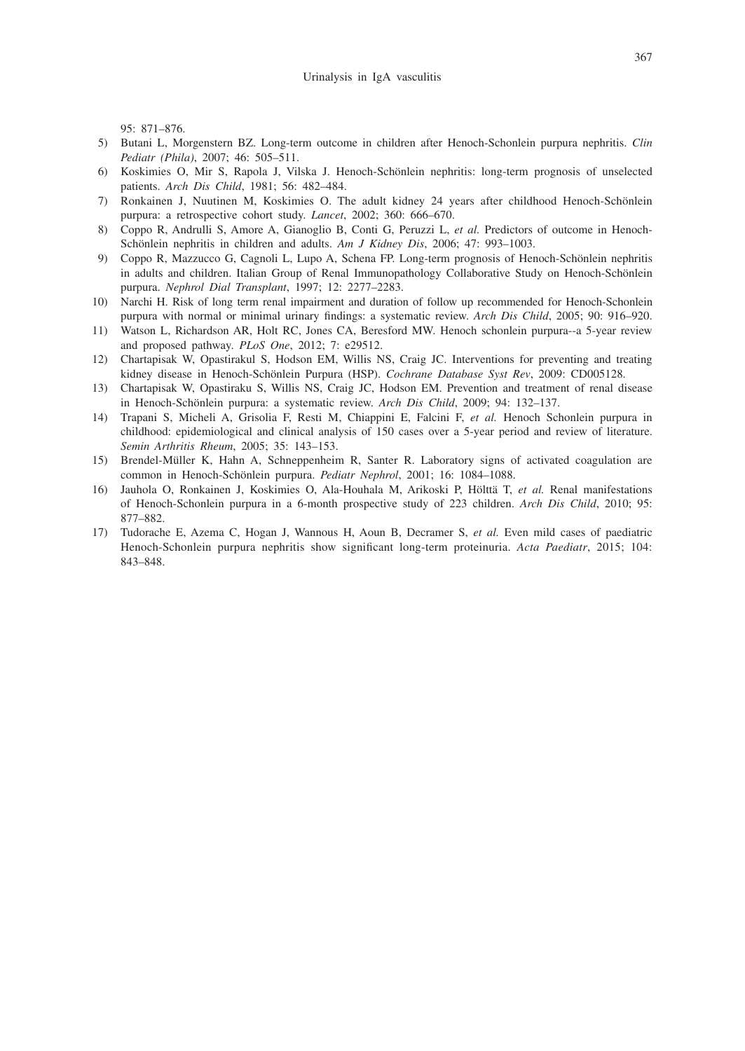95: 871–876.

5) Butani L, Morgenstern BZ. Long-term outcome in children after Henoch-Schonlein purpura nephritis. *Clin Pediatr (Phila)*, 2007; 46: 505–511.
6) Koskimies O, Mir S, Rapola J, Vilska J. Henoch-Schönlein nephritis: long-term prognosis of unselected patients. *Arch Dis Child*, 1981; 56: 482–484.
7) Ronkainen J, Nuutinen M, Koskimies O. The adult kidney 24 years after childhood Henoch-Schönlein purpura: a retrospective cohort study. *Lancet*, 2002; 360: 666–670.
8) Coppo R, Andrulli S, Amore A, Gianoglio B, Conti G, Peruzzi L, *et al.* Predictors of outcome in Henoch-Schönlein nephritis in children and adults. *Am J Kidney Dis*, 2006; 47: 993–1003.
9) Coppo R, Mazzucco G, Cagnoli L, Lupo A, Schena FP. Long-term prognosis of Henoch-Schönlein nephritis in adults and children. Italian Group of Renal Immunopathology Collaborative Study on Henoch-Schönlein purpura. *Nephrol Dial Transplant*, 1997; 12: 2277–2283.
10) Narchi H. Risk of long term renal impairment and duration of follow up recommended for Henoch-Schonlein purpura with normal or minimal urinary findings: a systematic review. *Arch Dis Child*, 2005; 90: 916–920.
11) Watson L, Richardson AR, Holt RC, Jones CA, Beresford MW. Henoch schonlein purpura--a 5-year review and proposed pathway. *PLoS One*, 2012; 7: e29512.
12) Chartapisak W, Opastirakul S, Hodson EM, Willis NS, Craig JC. Interventions for preventing and treating kidney disease in Henoch-Schönlein Purpura (HSP). *Cochrane Database Syst Rev*, 2009: CD005128.
13) Chartapisak W, Opastiraku S, Willis NS, Craig JC, Hodson EM. Prevention and treatment of renal disease in Henoch-Schönlein purpura: a systematic review. *Arch Dis Child*, 2009; 94: 132–137.
14) Trapani S, Micheli A, Grisolia F, Resti M, Chiappini E, Falcini F, *et al.* Henoch Schonlein purpura in childhood: epidemiological and clinical analysis of 150 cases over a 5-year period and review of literature. *Semin Arthritis Rheum*, 2005; 35: 143–153.
15) Brendel-Müller K, Hahn A, Schneppenheim R, Santer R. Laboratory signs of activated coagulation are common in Henoch-Schönlein purpura. *Pediatr Nephrol*, 2001; 16: 1084–1088.
16) Jauhola O, Ronkainen J, Koskimies O, Ala-Houhala M, Arikoski P, Hölttä T, *et al.* Renal manifestations of Henoch-Schonlein purpura in a 6-month prospective study of 223 children. *Arch Dis Child*, 2010; 95: 877–882.
17) Tudorache E, Azema C, Hogan J, Wannous H, Aoun B, Decramer S, *et al.* Even mild cases of paediatric Henoch-Schonlein purpura nephritis show significant long-term proteinuria. *Acta Paediatr*, 2015; 104: 843–848.